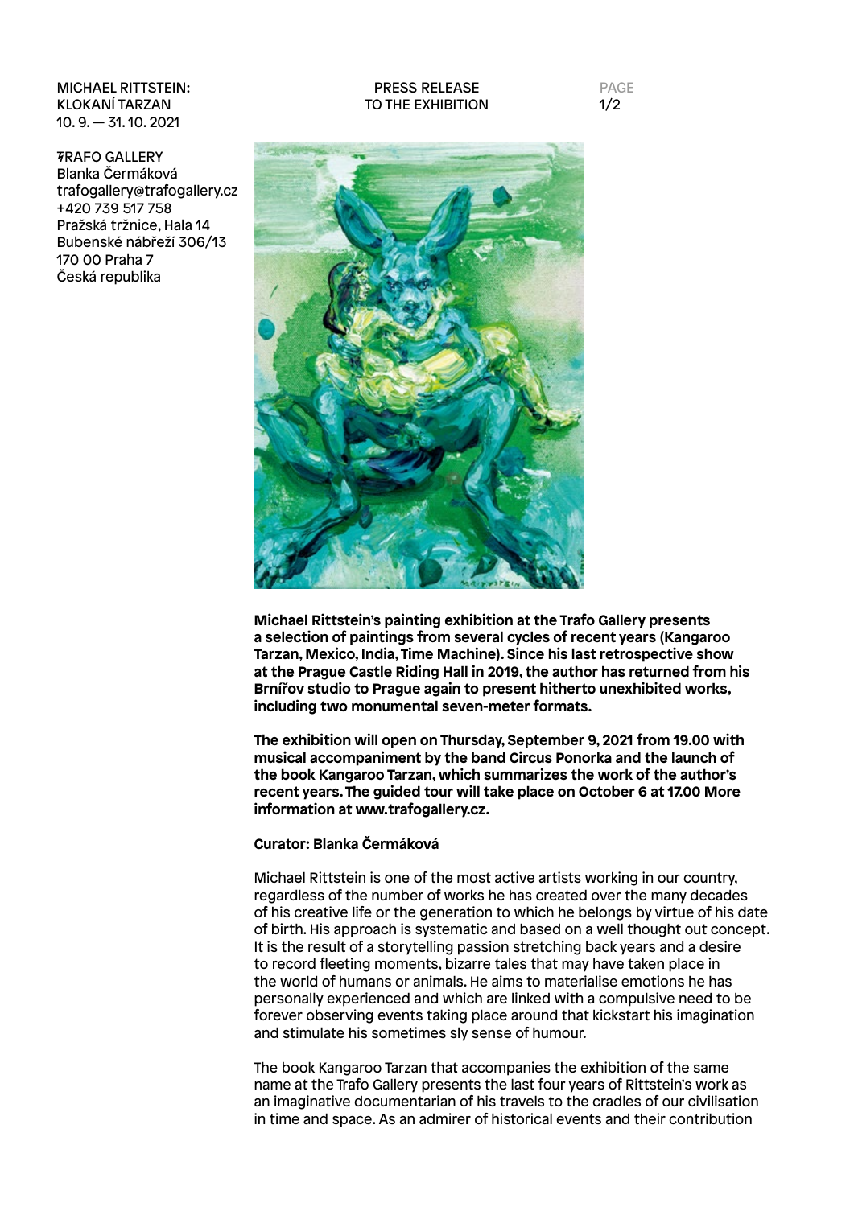MICHAEL RITTSTEIN:
KLOKANÍ TARZAN
10. 9. — 31. 10. 2021

PRESS RELEASE
TO THE EXHIBITION

TRAFO GALLERY
Blanka Čermáková
trafogallery@trafogallery.cz
+420 739 517 758
Pražská tržnice, Hala 14
Bubenské nábřeží 306/13
170 00 Praha 7
Česká republika

**Michael Rittstein's painting exhibition at the Trafo Gallery presents a selection of paintings from several cycles of recent years (Kangaroo Tarzan, Mexico, India, Time Machine). Since his last retrospective show at the Prague Castle Riding Hall in 2019, the author has returned from his Brnířov studio to Prague again to present hitherto unexhibited works, including two monumental seven-meter formats.**

**The exhibition will open on Thursday, September 9, 2021 from 19.00 with musical accompaniment by the band Circus Ponorka and the launch of the book Kangaroo Tarzan, which summarizes the work of the author's recent years. The guided tour will take place on October 6 at 17.00 More information at www.trafogallery.cz.**

**Curator: Blanka Čermáková**

Michael Rittstein is one of the most active artists working in our country, regardless of the number of works he has created over the many decades of his creative life or the generation to which he belongs by virtue of his date of birth. His approach is systematic and based on a well thought out concept. It is the result of a storytelling passion stretching back years and a desire to record fleeting moments, bizarre tales that may have taken place in the world of humans or animals. He aims to materialise emotions he has personally experienced and which are linked with a compulsive need to be forever observing events taking place around that kickstart his imagination and stimulate his sometimes sly sense of humour.

The book Kangaroo Tarzan that accompanies the exhibition of the same name at the Trafo Gallery presents the last four years of Rittstein's work as an imaginative documentarian of his travels to the cradles of our civilisation in time and space. As an admirer of historical events and their contribution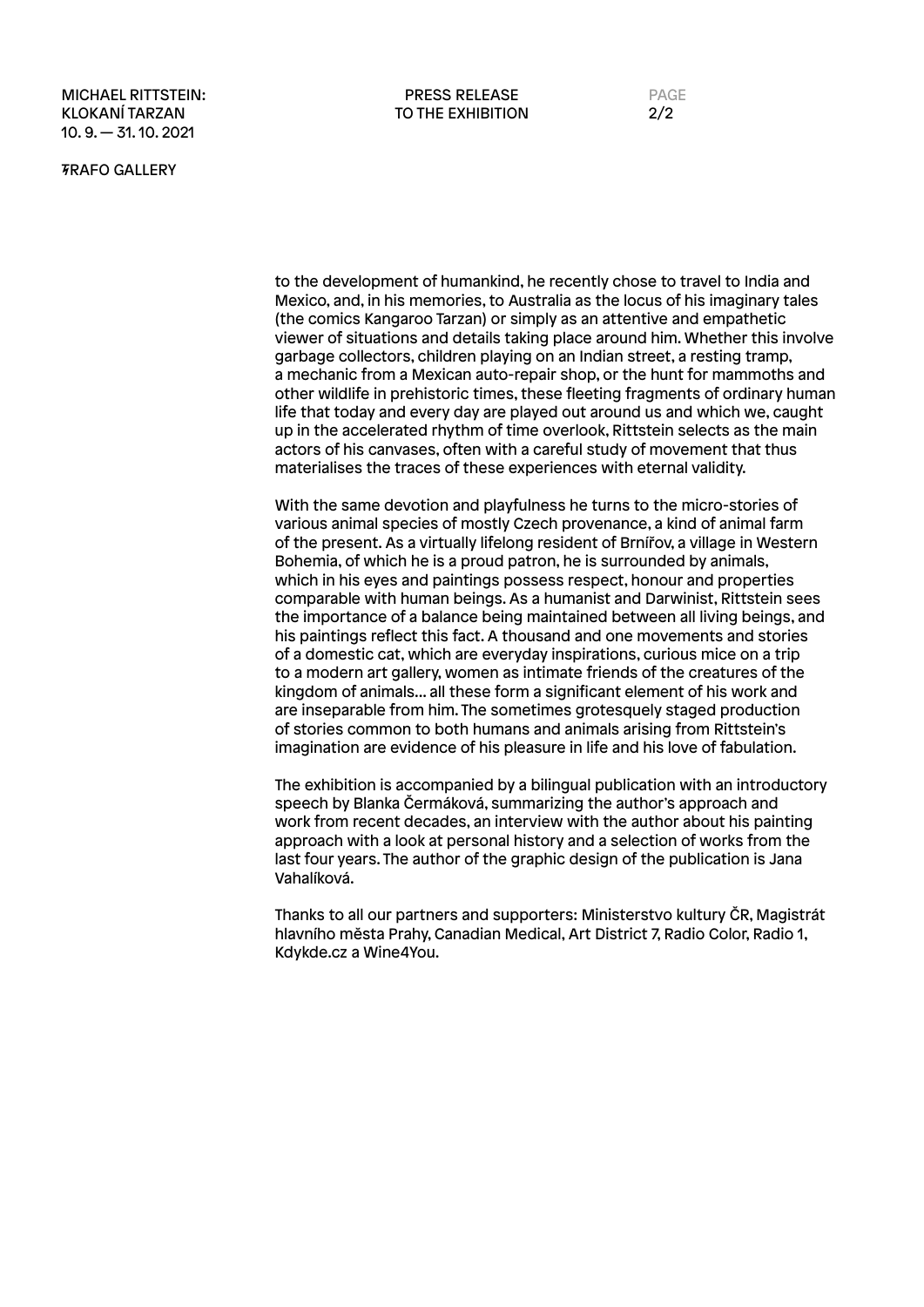to the development of humankind, he recently chose to travel to India and Mexico, and, in his memories, to Australia as the locus of his imaginary tales (the comics Kangaroo Tarzan) or simply as an attentive and empathetic viewer of situations and details taking place around him. Whether this involve garbage collectors, children playing on an Indian street, a resting tramp, a mechanic from a Mexican auto-repair shop, or the hunt for mammoths and other wildlife in prehistoric times, these fleeting fragments of ordinary human life that today and every day are played out around us and which we, caught up in the accelerated rhythm of time overlook, Rittstein selects as the main actors of his canvases, often with a careful study of movement that thus materialises the traces of these experiences with eternal validity.

With the same devotion and playfulness he turns to the micro-stories of various animal species of mostly Czech provenance, a kind of animal farm of the present. As a virtually lifelong resident of Brnířov, a village in Western Bohemia, of which he is a proud patron, he is surrounded by animals, which in his eyes and paintings possess respect, honour and properties comparable with human beings. As a humanist and Darwinist, Rittstein sees the importance of a balance being maintained between all living beings, and his paintings reflect this fact. A thousand and one movements and stories of a domestic cat, which are everyday inspirations, curious mice on a trip to a modern art gallery, women as intimate friends of the creatures of the kingdom of animals… all these form a significant element of his work and are inseparable from him. The sometimes grotesquely staged production of stories common to both humans and animals arising from Rittstein's imagination are evidence of his pleasure in life and his love of fabulation.

The exhibition is accompanied by a bilingual publication with an introductory speech by Blanka Čermáková, summarizing the author's approach and work from recent decades, an interview with the author about his painting approach with a look at personal history and a selection of works from the last four years. The author of the graphic design of the publication is Jana Vahalíková.

Thanks to all our partners and supporters: Ministerstvo kultury ČR, Magistrát hlavního města Prahy, Canadian Medical, Art District 7, Radio Color, Radio 1, Kdykde.cz a Wine4You.